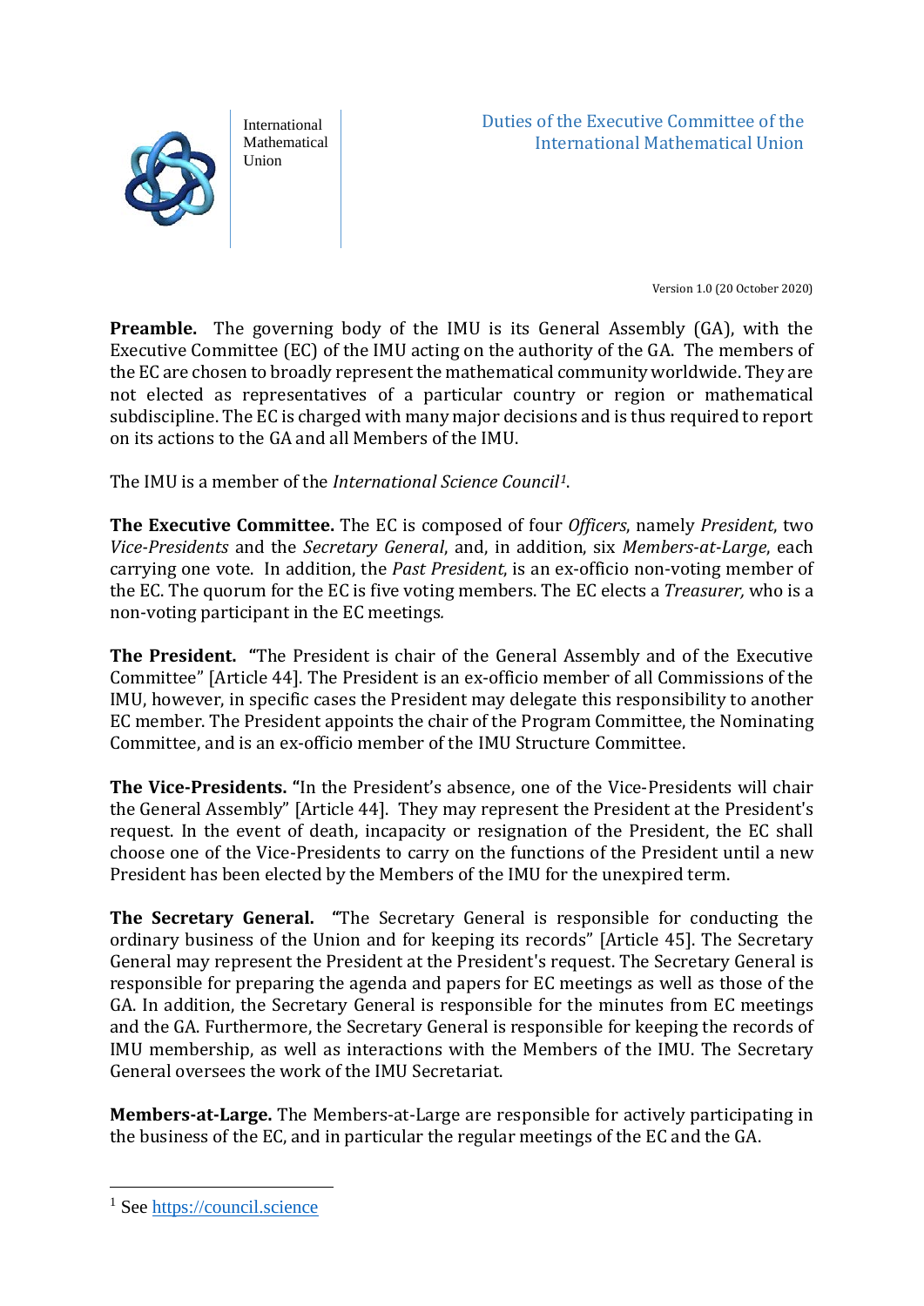International Mathematical Union

# Duties of the Executive Committee of the International Mathematical Union

Version 1.0 (20 October 2020)

**Preamble.** The governing body of the IMU is its General Assembly (GA), with the Executive Committee (EC) of the IMU acting on the authority of the GA. The members of the EC are chosen to broadly represent the mathematical community worldwide. They are not elected as representatives of a particular country or region or mathematical subdiscipline. The EC is charged with many major decisions and is thus required to report on its actions to the GA and all Members of the IMU.

The IMU is a member of the *International Science Council*[1].

**The Executive Committee.** The EC is composed of four *Officers*, namely *President*, two *Vice-Presidents* and the *Secretary General*, and, in addition, six *Members-at-Large*, each carrying one vote. In addition, the *Past President*, is an ex-officio non-voting member of the EC. The quorum for the EC is five voting members. The EC elects a *Treasurer,* who is a non-voting participant in the EC meetings.

**The President.** "The President is chair of the General Assembly and of the Executive Committee" [Article 44]. The President is an ex-officio member of all Commissions of the IMU, however, in specific cases the President may delegate this responsibility to another EC member. The President appoints the chair of the Program Committee, the Nominating Committee, and is an ex-officio member of the IMU Structure Committee.

**The Vice-Presidents.** "In the President's absence, one of the Vice-Presidents will chair the General Assembly" [Article 44]. They may represent the President at the President's request. In the event of death, incapacity or resignation of the President, the EC shall choose one of the Vice-Presidents to carry on the functions of the President until a new President has been elected by the Members of the IMU for the unexpired term.

**The Secretary General.** "The Secretary General is responsible for conducting the ordinary business of the Union and for keeping its records" [Article 45]. The Secretary General may represent the President at the President's request. The Secretary General is responsible for preparing the agenda and papers for EC meetings as well as those of the GA. In addition, the Secretary General is responsible for the minutes from EC meetings and the GA. Furthermore, the Secretary General is responsible for keeping the records of IMU membership, as well as interactions with the Members of the IMU. The Secretary General oversees the work of the IMU Secretariat.

**Members-at-Large.** The Members-at-Large are responsible for actively participating in the business of the EC, and in particular the regular meetings of the EC and the GA.

---

[1] See https://council.science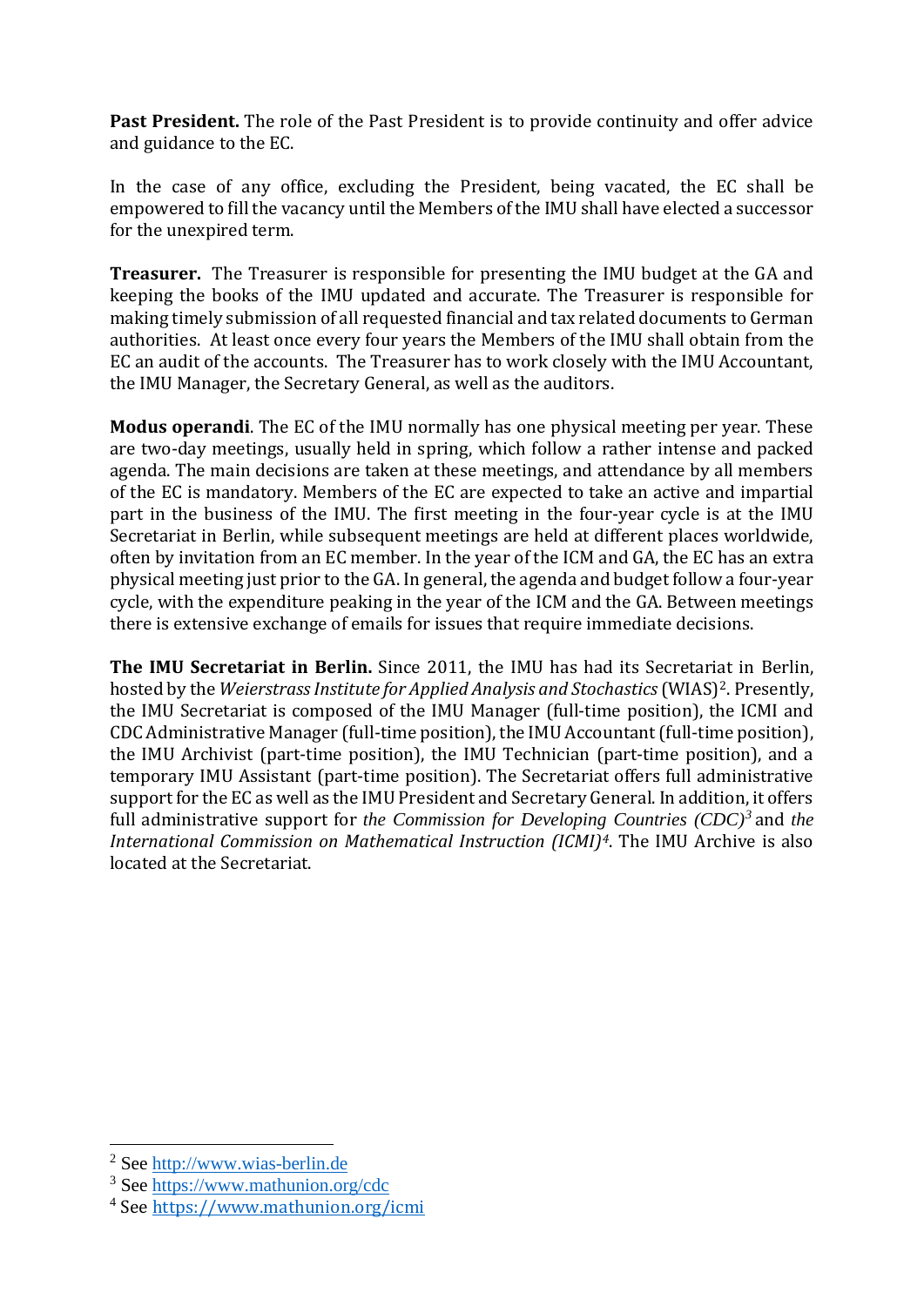**Past President.** The role of the Past President is to provide continuity and offer advice and guidance to the EC.

In the case of any office, excluding the President, being vacated, the EC shall be empowered to fill the vacancy until the Members of the IMU shall have elected a successor for the unexpired term.

**Treasurer.** The Treasurer is responsible for presenting the IMU budget at the GA and keeping the books of the IMU updated and accurate. The Treasurer is responsible for making timely submission of all requested financial and tax related documents to German authorities. At least once every four years the Members of the IMU shall obtain from the EC an audit of the accounts. The Treasurer has to work closely with the IMU Accountant, the IMU Manager, the Secretary General, as well as the auditors.

**Modus operandi**. The EC of the IMU normally has one physical meeting per year. These are two-day meetings, usually held in spring, which follow a rather intense and packed agenda. The main decisions are taken at these meetings, and attendance by all members of the EC is mandatory. Members of the EC are expected to take an active and impartial part in the business of the IMU. The first meeting in the four-year cycle is at the IMU Secretariat in Berlin, while subsequent meetings are held at different places worldwide, often by invitation from an EC member. In the year of the ICM and GA, the EC has an extra physical meeting just prior to the GA. In general, the agenda and budget follow a four-year cycle, with the expenditure peaking in the year of the ICM and the GA. Between meetings there is extensive exchange of emails for issues that require immediate decisions.

**The IMU Secretariat in Berlin.** Since 2011, the IMU has had its Secretariat in Berlin, hosted by the *Weierstrass Institute for Applied Analysis and Stochastics* (WIAS)[2]. Presently, the IMU Secretariat is composed of the IMU Manager (full-time position), the ICMI and CDC Administrative Manager (full-time position), the IMU Accountant (full-time position), the IMU Archivist (part-time position), the IMU Technician (part-time position), and a temporary IMU Assistant (part-time position). The Secretariat offers full administrative support for the EC as well as the IMU President and Secretary General. In addition, it offers full administrative support for *the Commission for Developing Countries (CDC)*[3] and *the International Commission on Mathematical Instruction (ICMI)*[4]. The IMU Archive is also located at the Secretariat.

---

[2] See http://www.wias-berlin.de

[3] See https://www.mathunion.org/cdc

[4] See https://www.mathunion.org/icmi